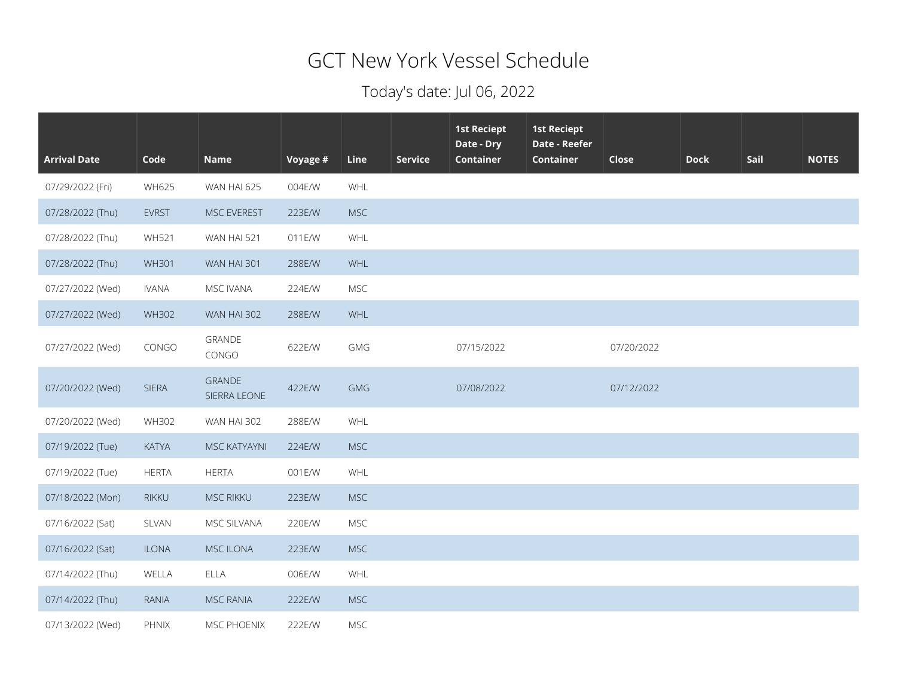# GCT New York Vessel Schedule

## Today's date: Jul 06, 2022

| Arrival Date | Code | Name | Voyage # | Line | Service | 1st Reciept Date - Dry Container | 1st Reciept Date - Reefer Container | Close | Dock | Sail | NOTES |
|---|---|---|---|---|---|---|---|---|---|---|---|
| 07/29/2022 (Fri) | WH625 | WAN HAI 625 | 004E/W | WHL | | | | | | | |
| 07/28/2022 (Thu) | EVRST | MSC EVEREST | 223E/W | MSC | | | | | | | |
| 07/28/2022 (Thu) | WH521 | WAN HAI 521 | 011E/W | WHL | | | | | | | |
| 07/28/2022 (Thu) | WH301 | WAN HAI 301 | 288E/W | WHL | | | | | | | |
| 07/27/2022 (Wed) | IVANA | MSC IVANA | 224E/W | MSC | | | | | | | |
| 07/27/2022 (Wed) | WH302 | WAN HAI 302 | 288E/W | WHL | | | | | | | |
| 07/27/2022 (Wed) | CONGO | GRANDE CONGO | 622E/W | GMG | | 07/15/2022 | | 07/20/2022 | | | |
| 07/20/2022 (Wed) | SIERA | GRANDE SIERRA LEONE | 422E/W | GMG | | 07/08/2022 | | 07/12/2022 | | | |
| 07/20/2022 (Wed) | WH302 | WAN HAI 302 | 288E/W | WHL | | | | | | | |
| 07/19/2022 (Tue) | KATYA | MSC KATYAYNI | 224E/W | MSC | | | | | | | |
| 07/19/2022 (Tue) | HERTA | HERTA | 001E/W | WHL | | | | | | | |
| 07/18/2022 (Mon) | RIKKU | MSC RIKKU | 223E/W | MSC | | | | | | | |
| 07/16/2022 (Sat) | SLVAN | MSC SILVANA | 220E/W | MSC | | | | | | | |
| 07/16/2022 (Sat) | ILONA | MSC ILONA | 223E/W | MSC | | | | | | | |
| 07/14/2022 (Thu) | WELLA | ELLA | 006E/W | WHL | | | | | | | |
| 07/14/2022 (Thu) | RANIA | MSC RANIA | 222E/W | MSC | | | | | | | |
| 07/13/2022 (Wed) | PHNIX | MSC PHOENIX | 222E/W | MSC | | | | | | | |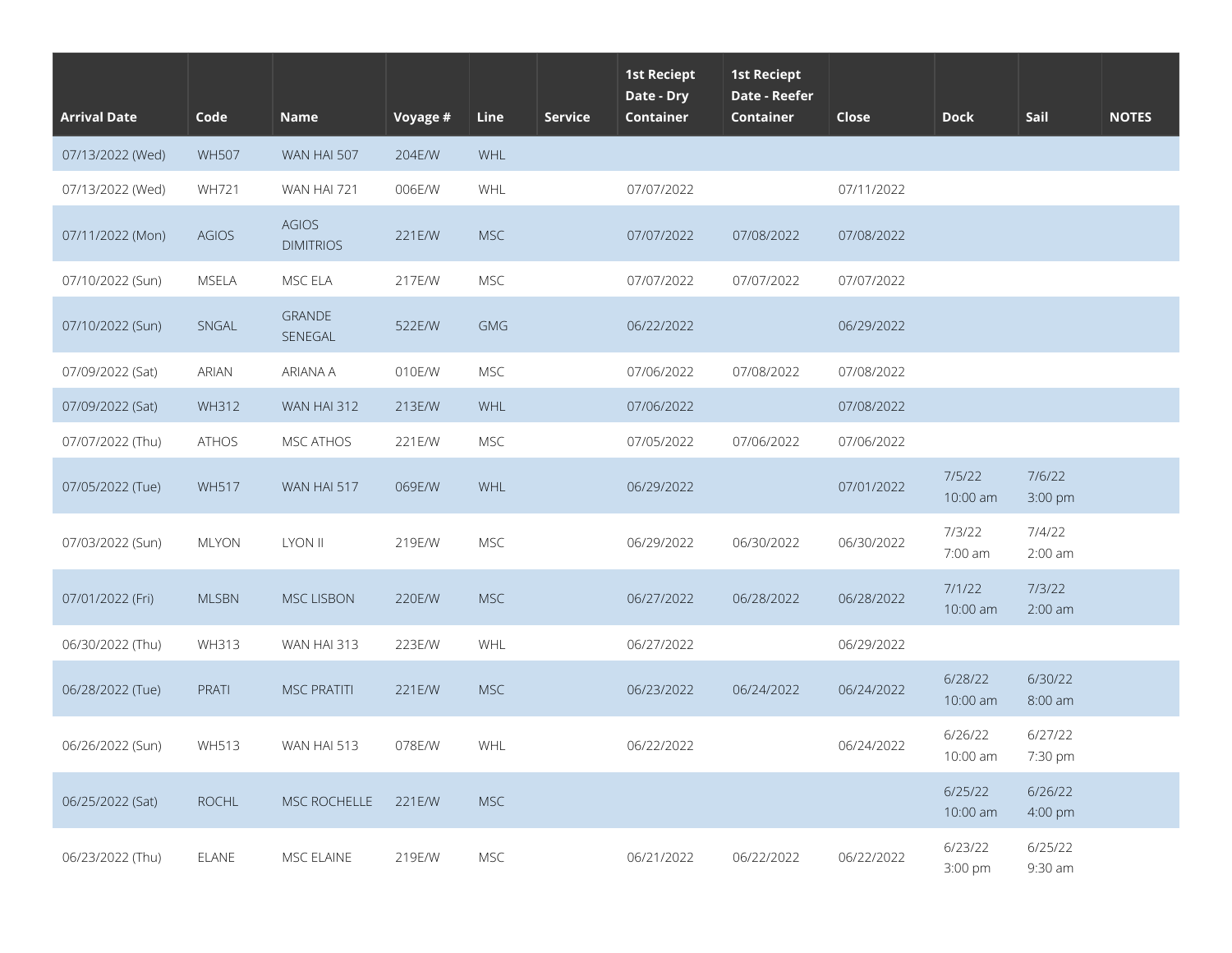| Arrival Date | Code | Name | Voyage # | Line | Service | 1st Reciept Date - Dry Container | 1st Reciept Date - Reefer Container | Close | Dock | Sail | NOTES |
|---|---|---|---|---|---|---|---|---|---|---|---|
| 07/13/2022 (Wed) | WH507 | WAN HAI 507 | 204E/W | WHL | | | | | | | |
| 07/13/2022 (Wed) | WH721 | WAN HAI 721 | 006E/W | WHL | | 07/07/2022 | | 07/11/2022 | | | |
| 07/11/2022 (Mon) | AGIOS | AGIOS DIMITRIOS | 221E/W | MSC | | 07/07/2022 | 07/08/2022 | 07/08/2022 | | | |
| 07/10/2022 (Sun) | MSELA | MSC ELA | 217E/W | MSC | | 07/07/2022 | 07/07/2022 | 07/07/2022 | | | |
| 07/10/2022 (Sun) | SNGAL | GRANDE SENEGAL | 522E/W | GMG | | 06/22/2022 | | 06/29/2022 | | | |
| 07/09/2022 (Sat) | ARIAN | ARIANA A | 010E/W | MSC | | 07/06/2022 | 07/08/2022 | 07/08/2022 | | | |
| 07/09/2022 (Sat) | WH312 | WAN HAI 312 | 213E/W | WHL | | 07/06/2022 | | 07/08/2022 | | | |
| 07/07/2022 (Thu) | ATHOS | MSC ATHOS | 221E/W | MSC | | 07/05/2022 | 07/06/2022 | 07/06/2022 | | | |
| 07/05/2022 (Tue) | WH517 | WAN HAI 517 | 069E/W | WHL | | 06/29/2022 | | 07/01/2022 | 7/5/22 10:00 am | 7/6/22 3:00 pm | |
| 07/03/2022 (Sun) | MLYON | LYON II | 219E/W | MSC | | 06/29/2022 | 06/30/2022 | 06/30/2022 | 7/3/22 7:00 am | 7/4/22 2:00 am | |
| 07/01/2022 (Fri) | MLSBN | MSC LISBON | 220E/W | MSC | | 06/27/2022 | 06/28/2022 | 06/28/2022 | 7/1/22 10:00 am | 7/3/22 2:00 am | |
| 06/30/2022 (Thu) | WH313 | WAN HAI 313 | 223E/W | WHL | | 06/27/2022 | | 06/29/2022 | | | |
| 06/28/2022 (Tue) | PRATI | MSC PRATITI | 221E/W | MSC | | 06/23/2022 | 06/24/2022 | 06/24/2022 | 6/28/22 10:00 am | 6/30/22 8:00 am | |
| 06/26/2022 (Sun) | WH513 | WAN HAI 513 | 078E/W | WHL | | 06/22/2022 | | 06/24/2022 | 6/26/22 10:00 am | 6/27/22 7:30 pm | |
| 06/25/2022 (Sat) | ROCHL | MSC ROCHELLE | 221E/W | MSC | | | | | 6/25/22 10:00 am | 6/26/22 4:00 pm | |
| 06/23/2022 (Thu) | ELANE | MSC ELAINE | 219E/W | MSC | | 06/21/2022 | 06/22/2022 | 06/22/2022 | 6/23/22 3:00 pm | 6/25/22 9:30 am | |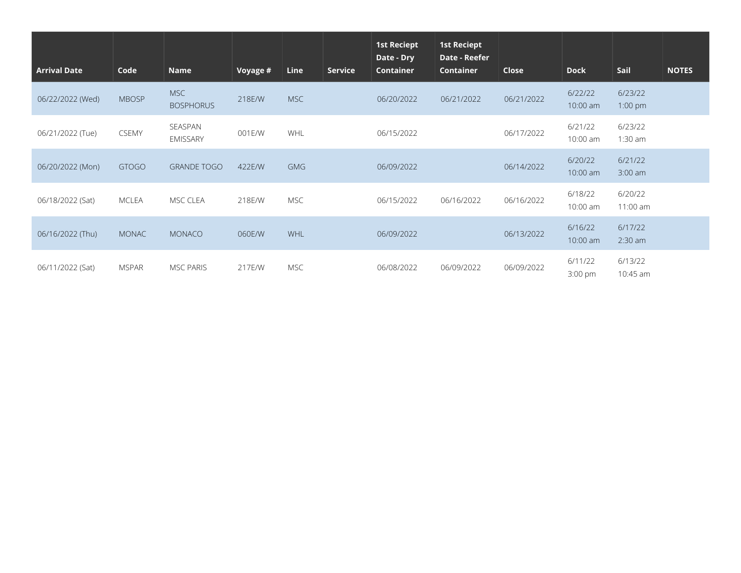| Arrival Date | Code | Name | Voyage # | Line | Service | 1st Reciept Date - Dry Container | 1st Reciept Date - Reefer Container | Close | Dock | Sail | NOTES |
|---|---|---|---|---|---|---|---|---|---|---|---|
| 06/22/2022 (Wed) | MBOSP | MSC BOSPHORUS | 218E/W | MSC | | 06/20/2022 | 06/21/2022 | 06/21/2022 | 6/22/22 10:00 am | 6/23/22 1:00 pm | |
| 06/21/2022 (Tue) | CSEMY | SEASPAN EMISSARY | 001E/W | WHL | | 06/15/2022 | | 06/17/2022 | 6/21/22 10:00 am | 6/23/22 1:30 am | |
| 06/20/2022 (Mon) | GTOGO | GRANDE TOGO | 422E/W | GMG | | 06/09/2022 | | 06/14/2022 | 6/20/22 10:00 am | 6/21/22 3:00 am | |
| 06/18/2022 (Sat) | MCLEA | MSC CLEA | 218E/W | MSC | | 06/15/2022 | 06/16/2022 | 06/16/2022 | 6/18/22 10:00 am | 6/20/22 11:00 am | |
| 06/16/2022 (Thu) | MONAC | MONACO | 060E/W | WHL | | 06/09/2022 | | 06/13/2022 | 6/16/22 10:00 am | 6/17/22 2:30 am | |
| 06/11/2022 (Sat) | MSPAR | MSC PARIS | 217E/W | MSC | | 06/08/2022 | 06/09/2022 | 06/09/2022 | 6/11/22 3:00 pm | 6/13/22 10:45 am | |